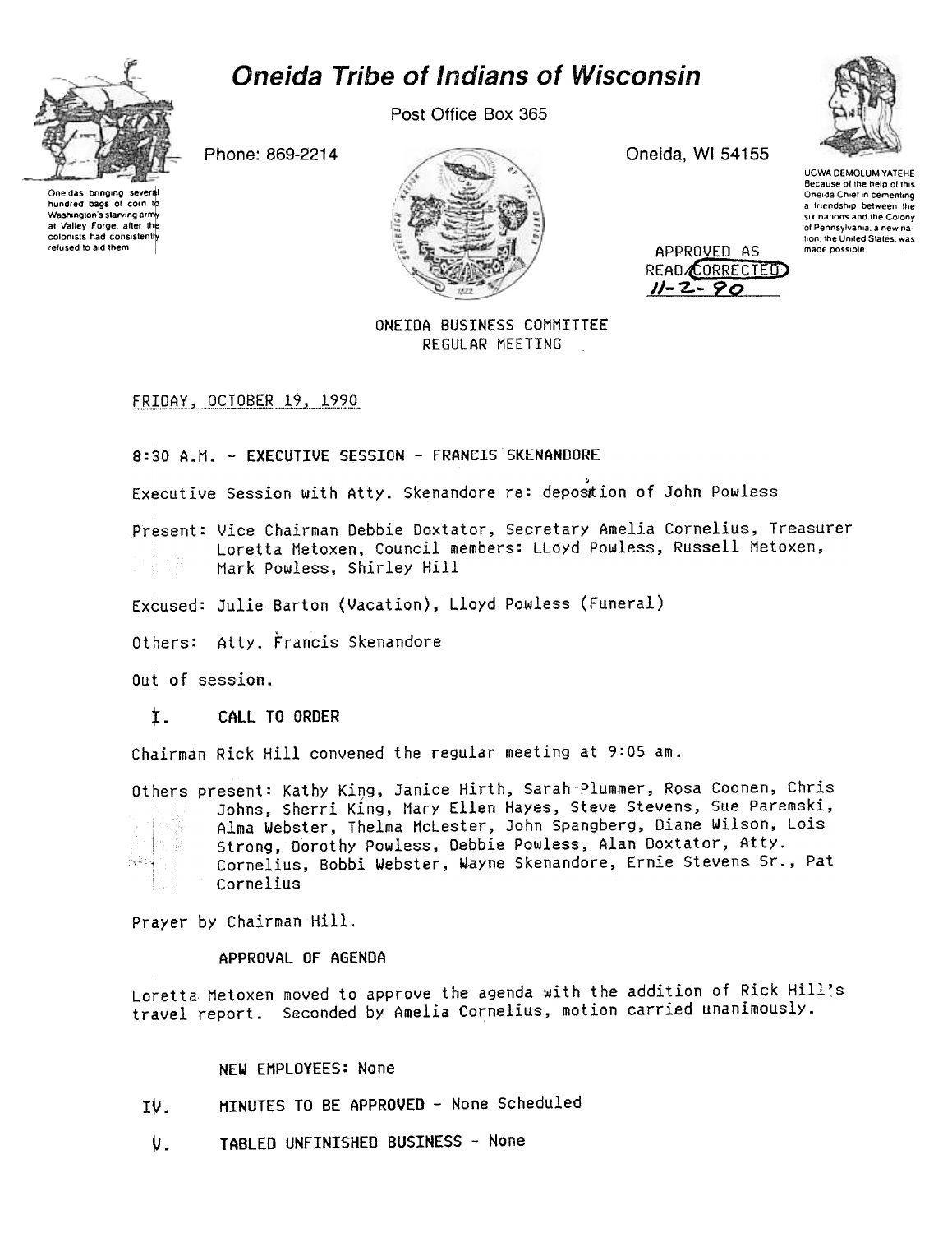# Oneida Tribe of Indians of Wisconsin

Post Office Box 365

Phone: 869-2214

Oneida, WI 54155

Oneidas bringing several hundred bags of corn to Washington's starving army at Valley Forge, after the colonists had consistently refused to aid them

UGWA DEMOLUM YATEHE
Because of the help of this Oneida Chief in cementing a friendship between the six nations and the Colony of Pennsylvania, a new nation, the United States, was made possible

APPROVED AS READ/CORRECTED
11-2-90

ONEIDA BUSINESS COMMITTEE
REGULAR MEETING

FRIDAY, OCTOBER 19, 1990

8:30 A.M. - **EXECUTIVE SESSION - FRANCIS SKENANDORE**

Executive Session with Atty. Skenandore re: deposition of John Powless

Present: Vice Chairman Debbie Doxtator, Secretary Amelia Cornelius, Treasurer Loretta Metoxen, Council members: LLoyd Powless, Russell Metoxen, Mark Powless, Shirley Hill

Excused: Julie Barton (Vacation), Lloyd Powless (Funeral)

Others: Atty. Francis Skenandore

Out of session.

I. **CALL TO ORDER**

Chairman Rick Hill convened the regular meeting at 9:05 am.

Others present: Kathy King, Janice Hirth, Sarah Plummer, Rosa Coonen, Chris Johns, Sherri King, Mary Ellen Hayes, Steve Stevens, Sue Paremski, Alma Webster, Thelma McLester, John Spangberg, Diane Wilson, Lois Strong, Dorothy Powless, Debbie Powless, Alan Doxtator, Atty. Cornelius, Bobbi Webster, Wayne Skenandore, Ernie Stevens Sr., Pat Cornelius

Prayer by Chairman Hill.

**APPROVAL OF AGENDA**

Loretta Metoxen moved to approve the agenda with the addition of Rick Hill's travel report. Seconded by Amelia Cornelius, motion carried unanimously.

**NEW EMPLOYEES:** None

IV. **MINUTES TO BE APPROVED** - None Scheduled

V. **TABLED UNFINISHED BUSINESS** - None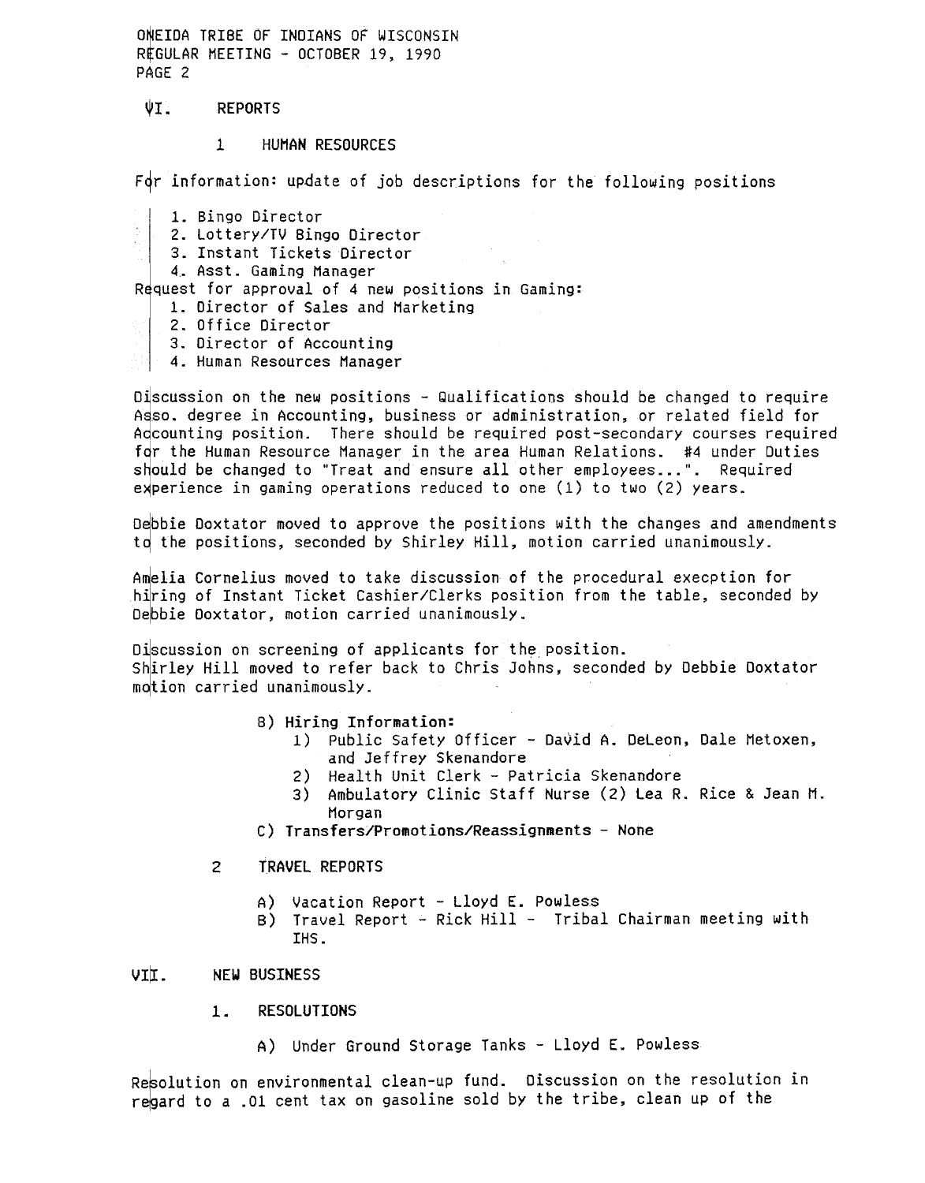## VI. REPORTS

### 1 HUMAN RESOURCES

For information: update of job descriptions for the following positions

1. Bingo Director
2. Lottery/TV Bingo Director
3. Instant Tickets Director
4. Asst. Gaming Manager

Request for approval of 4 new positions in Gaming:

1. Director of Sales and Marketing
2. Office Director
3. Director of Accounting
4. Human Resources Manager

Discussion on the new positions - Qualifications should be changed to require Asso. degree in Accounting, business or administration, or related field for Accounting position. There should be required post-secondary courses required for the Human Resource Manager in the area Human Relations. #4 under Duties should be changed to "Treat and ensure all other employees...". Required experience in gaming operations reduced to one (1) to two (2) years.

Debbie Doxtator moved to approve the positions with the changes and amendments to the positions, seconded by Shirley Hill, motion carried unanimously.

Amelia Cornelius moved to take discussion of the procedural execption for hiring of Instant Ticket Cashier/Clerks position from the table, seconded by Debbie Doxtator, motion carried unanimously.

Discussion on screening of applicants for the position.
Shirley Hill moved to refer back to Chris Johns, seconded by Debbie Doxtator motion carried unanimously.

B) **Hiring Information:**
   1) Public Safety Officer - David A. DeLeon, Dale Metoxen, and Jeffrey Skenandore
   2) Health Unit Clerk - Patricia Skenandore
   3) Ambulatory Clinic Staff Nurse (2) Lea R. Rice & Jean M. Morgan

C) **Transfers/Promotions/Reassignments** - None

### 2 TRAVEL REPORTS

A) Vacation Report - Lloyd E. Powless
B) Travel Report - Rick Hill - Tribal Chairman meeting with IHS.

## VII. NEW BUSINESS

### 1. RESOLUTIONS

A) Under Ground Storage Tanks - Lloyd E. Powless

Resolution on environmental clean-up fund. Discussion on the resolution in regard to a .01 cent tax on gasoline sold by the tribe, clean up of the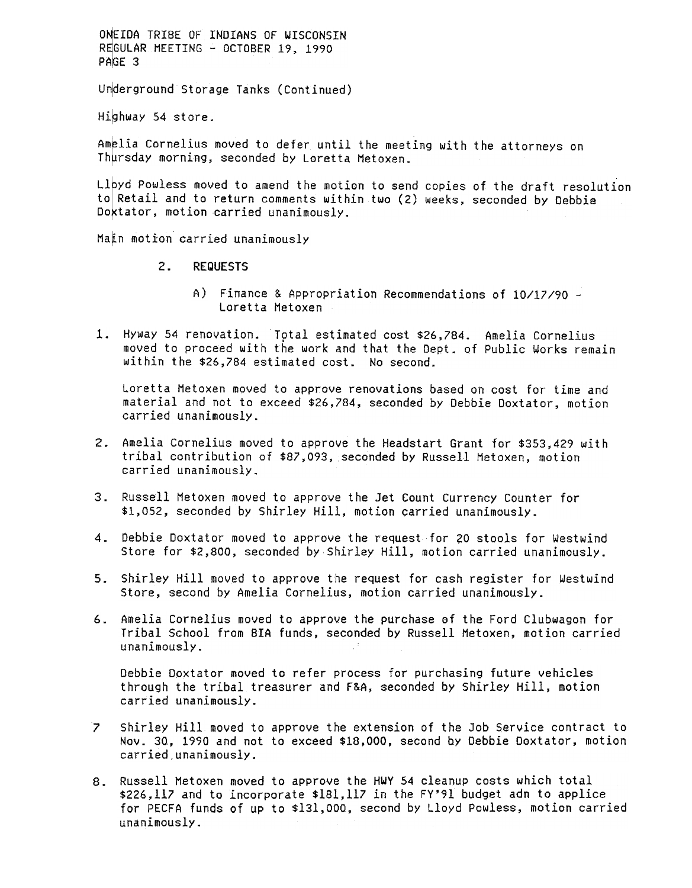Underground Storage Tanks (Continued)

Highway 54 store.

Amelia Cornelius moved to defer until the meeting with the attorneys on Thursday morning, seconded by Loretta Metoxen.

Lloyd Powless moved to amend the motion to send copies of the draft resolution to Retail and to return comments within two (2) weeks, seconded by Debbie Doxtator, motion carried unanimously.

Main motion carried unanimously

## 2. REQUESTS

### A) Finance & Appropriation Recommendations of 10/17/90 - Loretta Metoxen

1. Hyway 54 renovation. Total estimated cost $26,784. Amelia Cornelius moved to proceed with the work and that the Dept. of Public Works remain within the $26,784 estimated cost. No second.

   Loretta Metoxen moved to approve renovations based on cost for time and material and not to exceed $26,784, seconded by Debbie Doxtator, motion carried unanimously.

2. Amelia Cornelius moved to approve the Headstart Grant for $353,429 with tribal contribution of $87,093, seconded by Russell Metoxen, motion carried unanimously.

3. Russell Metoxen moved to approve the Jet Count Currency Counter for $1,052, seconded by Shirley Hill, motion carried unanimously.

4. Debbie Doxtator moved to approve the request for 20 stools for Westwind Store for $2,800, seconded by Shirley Hill, motion carried unanimously.

5. Shirley Hill moved to approve the request for cash register for Westwind Store, second by Amelia Cornelius, motion carried unanimously.

6. Amelia Cornelius moved to approve the purchase of the Ford Clubwagon for Tribal School from BIA funds, seconded by Russell Metoxen, motion carried unanimously.

   Debbie Doxtator moved to refer process for purchasing future vehicles through the tribal treasurer and F&A, seconded by Shirley Hill, motion carried unanimously.

7. Shirley Hill moved to approve the extension of the Job Service contract to Nov. 30, 1990 and not to exceed $18,000, second by Debbie Doxtator, motion carried unanimously.

8. Russell Metoxen moved to approve the HWY 54 cleanup costs which total $226,117 and to incorporate $181,117 in the FY'91 budget adn to applice for PECFA funds of up to $131,000, second by Lloyd Powless, motion carried unanimously.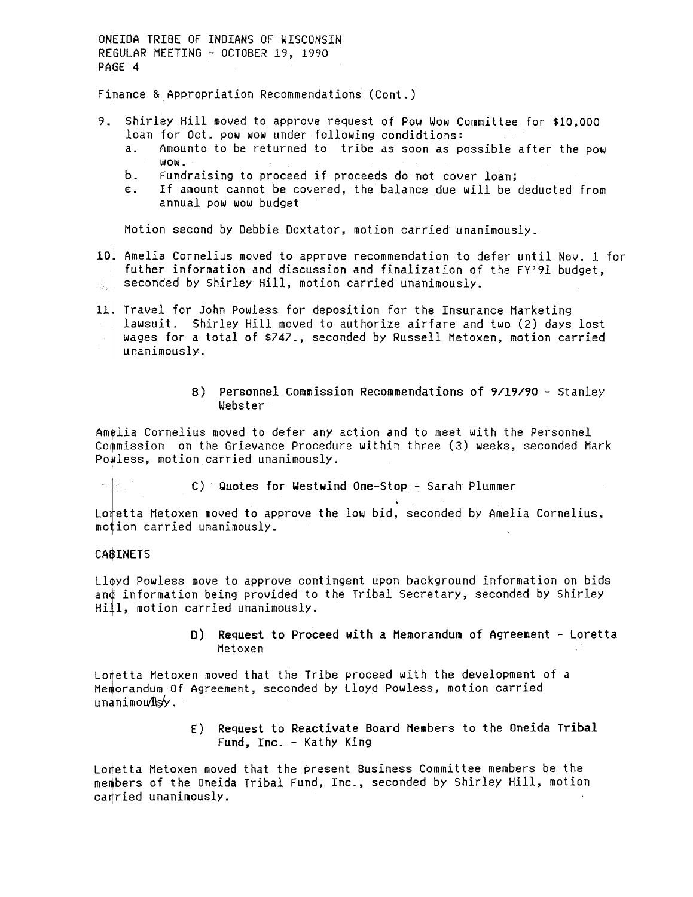Finance & Appropriation Recommendations (Cont.)

9. Shirley Hill moved to approve request of Pow Wow Committee for $10,000 loan for Oct. pow wow under following condidtions:
   a. Amounto to be returned to tribe as soon as possible after the pow wow.
   b. Fundraising to proceed if proceeds do not cover loan;
   c. If amount cannot be covered, the balance due will be deducted from annual pow wow budget

   Motion second by Debbie Doxtator, motion carried unanimously.

10. Amelia Cornelius moved to approve recommendation to defer until Nov. 1 for futher information and discussion and finalization of the FY'91 budget, seconded by Shirley Hill, motion carried unanimously.

11. Travel for John Powless for deposition for the Insurance Marketing lawsuit. Shirley Hill moved to authorize airfare and two (2) days lost wages for a total of $747., seconded by Russell Metoxen, motion carried unanimously.

**B) Personnel Commission Recommendations of 9/19/90** - Stanley Webster

Amelia Cornelius moved to defer any action and to meet with the Personnel Commission on the Grievance Procedure within three (3) weeks, seconded Mark Powless, motion carried unanimously.

**C) Quotes for Westwind One-Stop** - Sarah Plummer

Loretta Metoxen moved to approve the low bid, seconded by Amelia Cornelius, motion carried unanimously.

CABINETS

Lloyd Powless move to approve contingent upon background information on bids and information being provided to the Tribal Secretary, seconded by Shirley Hill, motion carried unanimously.

**D) Request to Proceed with a Memorandum of Agreement** - Loretta Metoxen

Loretta Metoxen moved that the Tribe proceed with the development of a Memorandum Of Agreement, seconded by Lloyd Powless, motion carried unanimously.

**E) Request to Reactivate Board Members to the Oneida Tribal Fund, Inc.** - Kathy King

Loretta Metoxen moved that the present Business Committee members be the members of the Oneida Tribal Fund, Inc., seconded by Shirley Hill, motion carried unanimously.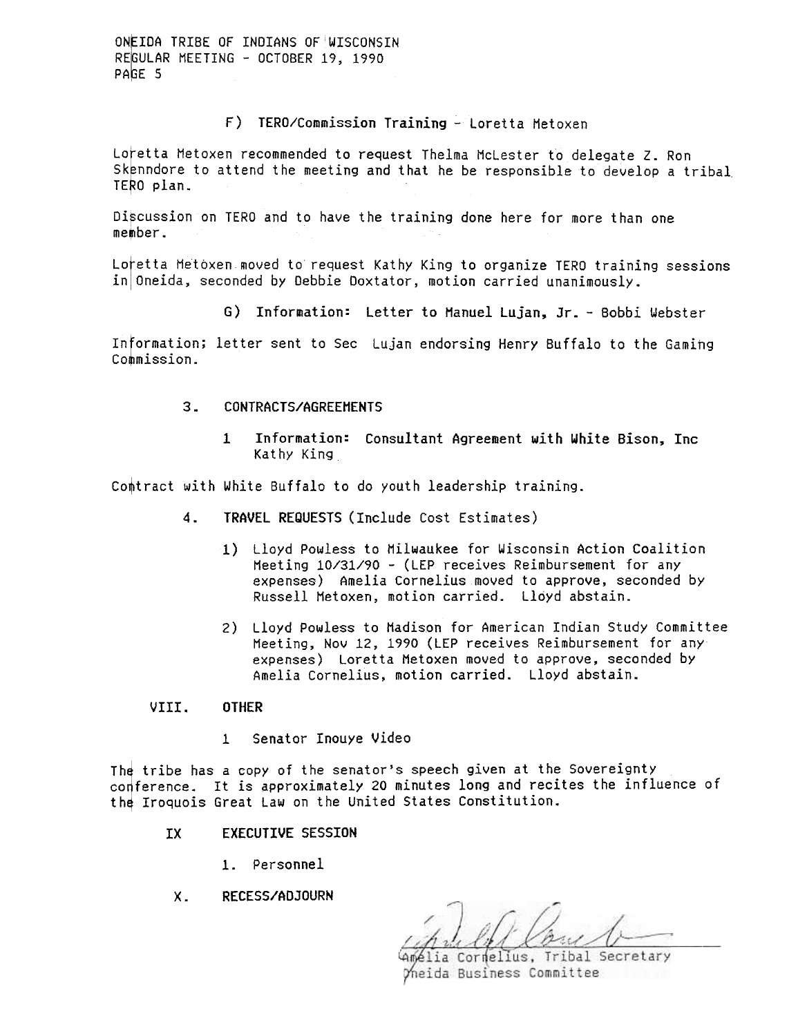ONEIDA TRIBE OF INDIANS OF WISCONSIN
REGULAR MEETING - OCTOBER 19, 1990
PAGE 5

F) TERO/Commission Training - Loretta Metoxen

Loretta Metoxen recommended to request Thelma McLester to delegate Z. Ron Skenndore to attend the meeting and that he be responsible to develop a tribal TERO plan.

Discussion on TERO and to have the training done here for more than one member.

Loretta Metoxen moved to request Kathy King to organize TERO training sessions in Oneida, seconded by Debbie Doxtator, motion carried unanimously.

G) Information: Letter to Manuel Lujan, Jr. - Bobbi Webster

Information; letter sent to Sec Lujan endorsing Henry Buffalo to the Gaming Commission.

3. CONTRACTS/AGREEMENTS

1 Information: Consultant Agreement with White Bison, Inc Kathy King

Contract with White Buffalo to do youth leadership training.

4. TRAVEL REQUESTS (Include Cost Estimates)

1) Lloyd Powless to Milwaukee for Wisconsin Action Coalition Meeting 10/31/90 - (LEP receives Reimbursement for any expenses) Amelia Cornelius moved to approve, seconded by Russell Metoxen, motion carried. Lloyd abstain.

2) Lloyd Powless to Madison for American Indian Study Committee Meeting, Nov 12, 1990 (LEP receives Reimbursement for any expenses) Loretta Metoxen moved to approve, seconded by Amelia Cornelius, motion carried. Lloyd abstain.

VIII. OTHER

1 Senator Inouye Video

The tribe has a copy of the senator's speech given at the Sovereignty conference. It is approximately 20 minutes long and recites the influence of the Iroquois Great Law on the United States Constitution.

IX EXECUTIVE SESSION

1. Personnel

X. RECESS/ADJOURN

Amelia Cornelius, Tribal Secretary
Oneida Business Committee